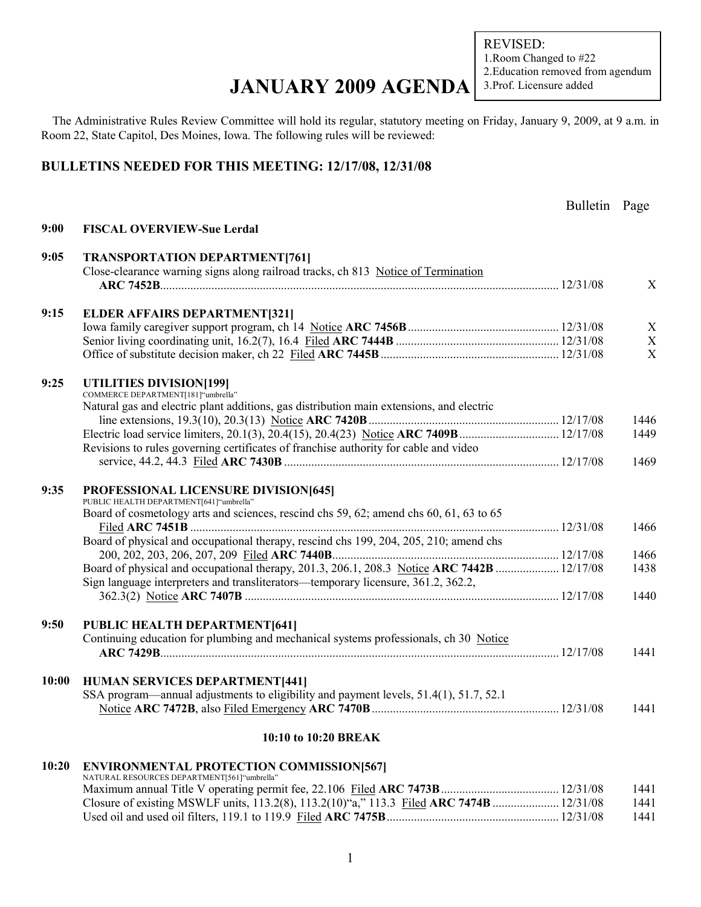REVISED:
1.Room Changed to #22
2.Education removed from agendum
3.Prof. Licensure added

# JANUARY 2009 AGENDA

The Administrative Rules Review Committee will hold its regular, statutory meeting on Friday, January 9, 2009, at 9 a.m. in Room 22, State Capitol, Des Moines, Iowa. The following rules will be reviewed:

## BULLETINS NEEDED FOR THIS MEETING: 12/17/08, 12/31/08

| Time | Item | Bulletin | Page |
|---|---|---|---|
| **9:00** | **FISCAL OVERVIEW-Sue Lerdal** | | |
| **9:05** | **TRANSPORTATION DEPARTMENT[761]** | | |
| | Close-clearance warning signs along railroad tracks, ch 813 Notice of Termination **ARC 7452B** | 12/31/08 | X |
| **9:15** | **ELDER AFFAIRS DEPARTMENT[321]** | | |
| | Iowa family caregiver support program, ch 14 Notice **ARC 7456B** | 12/31/08 | X |
| | Senior living coordinating unit, 16.2(7), 16.4 Filed **ARC 7444B** | 12/31/08 | X |
| | Office of substitute decision maker, ch 22 Filed **ARC 7445B** | 12/31/08 | X |
| **9:25** | **UTILITIES DIVISION[199]** COMMERCE DEPARTMENT[181]"umbrella" | | |
| | Natural gas and electric plant additions, gas distribution main extensions, and electric line extensions, 19.3(10), 20.3(13) Notice **ARC 7420B** | 12/17/08 | 1446 |
| | Electric load service limiters, 20.1(3), 20.4(15), 20.4(23) Notice **ARC 7409B** | 12/17/08 | 1449 |
| | Revisions to rules governing certificates of franchise authority for cable and video service, 44.2, 44.3 Filed **ARC 7430B** | 12/17/08 | 1469 |
| **9:35** | **PROFESSIONAL LICENSURE DIVISION[645]** PUBLIC HEALTH DEPARTMENT[641]"umbrella" | | |
| | Board of cosmetology arts and sciences, rescind chs 59, 62; amend chs 60, 61, 63 to 65 Filed **ARC 7451B** | 12/31/08 | 1466 |
| | Board of physical and occupational therapy, rescind chs 199, 204, 205, 210; amend chs 200, 202, 203, 206, 207, 209 Filed **ARC 7440B** | 12/17/08 | 1466 |
| | Board of physical and occupational therapy, 201.3, 206.1, 208.3 Notice **ARC 7442B** | 12/17/08 | 1438 |
| | Sign language interpreters and transliterators—temporary licensure, 361.2, 362.2, 362.3(2) Notice **ARC 7407B** | 12/17/08 | 1440 |
| **9:50** | **PUBLIC HEALTH DEPARTMENT[641]** | | |
| | Continuing education for plumbing and mechanical systems professionals, ch 30 Notice **ARC 7429B** | 12/17/08 | 1441 |
| **10:00** | **HUMAN SERVICES DEPARTMENT[441]** | | |
| | SSA program—annual adjustments to eligibility and payment levels, 51.4(1), 51.7, 52.1 Notice **ARC 7472B**, also Filed Emergency **ARC 7470B** | 12/31/08 | 1441 |
| | **10:10 to 10:20 BREAK** | | |
| **10:20** | **ENVIRONMENTAL PROTECTION COMMISSION[567]** NATURAL RESOURCES DEPARTMENT[561]"umbrella" | | |
| | Maximum annual Title V operating permit fee, 22.106 Filed **ARC 7473B** | 12/31/08 | 1441 |
| | Closure of existing MSWLF units, 113.2(8), 113.2(10)"a," 113.3 Filed **ARC 7474B** | 12/31/08 | 1441 |
| | Used oil and used oil filters, 119.1 to 119.9 Filed **ARC 7475B** | 12/31/08 | 1441 |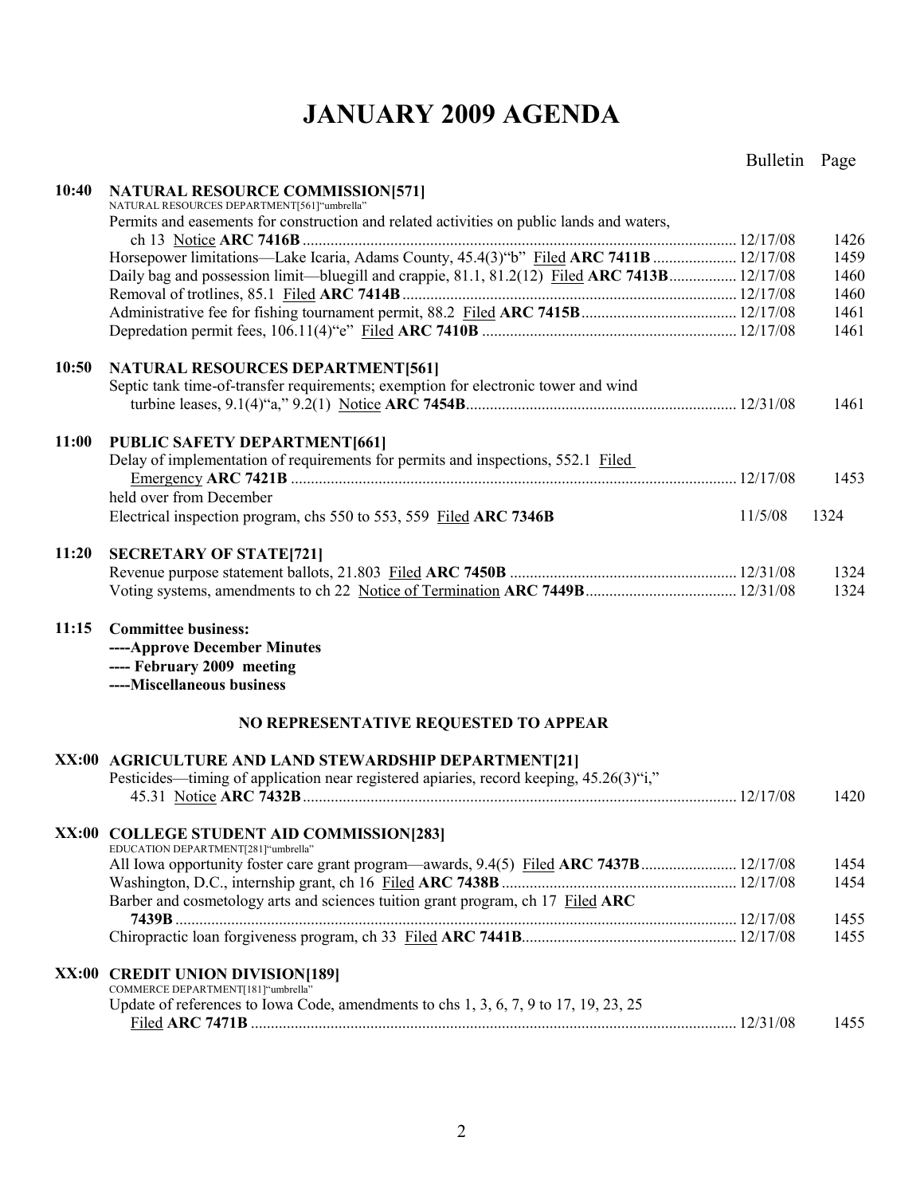# JANUARY 2009 AGENDA

| | | Bulletin | Page |
|---|---|---|---|
| **10:40** | **NATURAL RESOURCE COMMISSION[571]** NATURAL RESOURCES DEPARTMENT[561]"umbrella" | | |
| | Permits and easements for construction and related activities on public lands and waters, ch 13 Notice **ARC 7416B** | 12/17/08 | 1426 |
| | Horsepower limitations—Lake Icaria, Adams County, 45.4(3)"b" Filed **ARC 7411B** | 12/17/08 | 1459 |
| | Daily bag and possession limit—bluegill and crappie, 81.1, 81.2(12) Filed **ARC 7413B** | 12/17/08 | 1460 |
| | Removal of trotlines, 85.1 Filed **ARC 7414B** | 12/17/08 | 1460 |
| | Administrative fee for fishing tournament permit, 88.2 Filed **ARC 7415B** | 12/17/08 | 1461 |
| | Depredation permit fees, 106.11(4)"e" Filed **ARC 7410B** | 12/17/08 | 1461 |
| **10:50** | **NATURAL RESOURCES DEPARTMENT[561]** | | |
| | Septic tank time-of-transfer requirements; exemption for electronic tower and wind turbine leases, 9.1(4)"a," 9.2(1) Notice **ARC 7454B** | 12/31/08 | 1461 |
| **11:00** | **PUBLIC SAFETY DEPARTMENT[661]** | | |
| | Delay of implementation of requirements for permits and inspections, 552.1 Filed Emergency **ARC 7421B** | 12/17/08 | 1453 |
| | held over from December | | |
| | Electrical inspection program, chs 550 to 553, 559 Filed **ARC 7346B** | 11/5/08 | 1324 |
| **11:20** | **SECRETARY OF STATE[721]** | | |
| | Revenue purpose statement ballots, 21.803 Filed **ARC 7450B** | 12/31/08 | 1324 |
| | Voting systems, amendments to ch 22 Notice of Termination **ARC 7449B** | 12/31/08 | 1324 |
| **11:15** | **Committee business:** | | |
| | **----Approve December Minutes** | | |
| | **---- February 2009 meeting** | | |
| | **----Miscellaneous business** | | |

## NO REPRESENTATIVE REQUESTED TO APPEAR

| | | Bulletin | Page |
|---|---|---|---|
| **XX:00** | **AGRICULTURE AND LAND STEWARDSHIP DEPARTMENT[21]** | | |
| | Pesticides—timing of application near registered apiaries, record keeping, 45.26(3)"i," 45.31 Notice **ARC 7432B** | 12/17/08 | 1420 |
| **XX:00** | **COLLEGE STUDENT AID COMMISSION[283]** EDUCATION DEPARTMENT[281]"umbrella" | | |
| | All Iowa opportunity foster care grant program—awards, 9.4(5) Filed **ARC 7437B** | 12/17/08 | 1454 |
| | Washington, D.C., internship grant, ch 16 Filed **ARC 7438B** | 12/17/08 | 1454 |
| | Barber and cosmetology arts and sciences tuition grant program, ch 17 Filed **ARC 7439B** | 12/17/08 | 1455 |
| | Chiropractic loan forgiveness program, ch 33 Filed **ARC 7441B** | 12/17/08 | 1455 |
| **XX:00** | **CREDIT UNION DIVISION[189]** COMMERCE DEPARTMENT[181]"umbrella" | | |
| | Update of references to Iowa Code, amendments to chs 1, 3, 6, 7, 9 to 17, 19, 23, 25 Filed **ARC 7471B** | 12/31/08 | 1455 |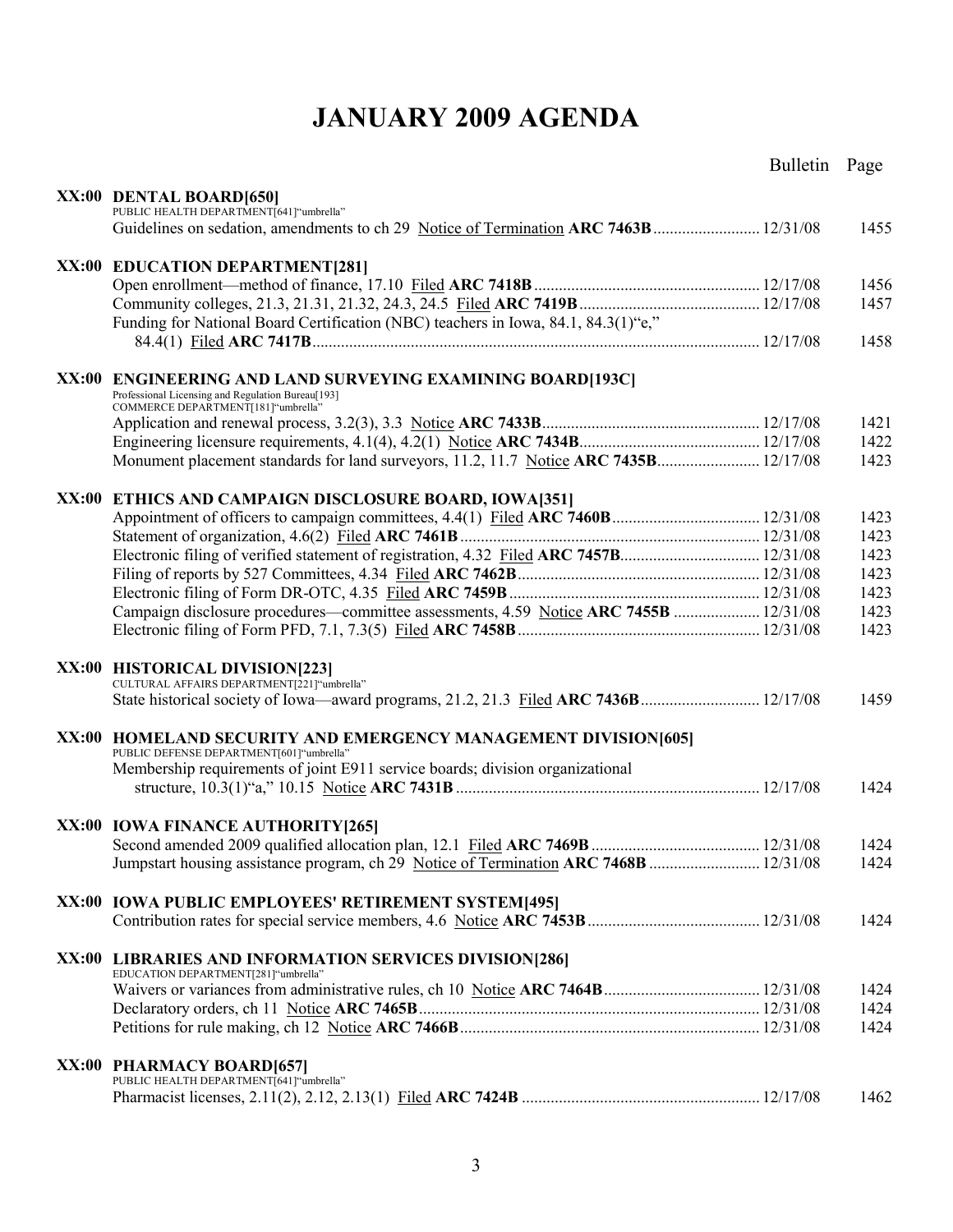# JANUARY 2009 AGENDA

| | | Bulletin | Page |
|---|---|---|---|
| XX:00 | **DENTAL BOARD[650]** | | |
| | PUBLIC HEALTH DEPARTMENT[641]"umbrella" | | |
| | Guidelines on sedation, amendments to ch 29 Notice of Termination **ARC 7463B** | 12/31/08 | 1455 |
| XX:00 | **EDUCATION DEPARTMENT[281]** | | |
| | Open enrollment—method of finance, 17.10 Filed **ARC 7418B** | 12/17/08 | 1456 |
| | Community colleges, 21.3, 21.31, 21.32, 24.3, 24.5 Filed **ARC 7419B** | 12/17/08 | 1457 |
| | Funding for National Board Certification (NBC) teachers in Iowa, 84.1, 84.3(1)"e," 84.4(1) Filed **ARC 7417B** | 12/17/08 | 1458 |
| XX:00 | **ENGINEERING AND LAND SURVEYING EXAMINING BOARD[193C]** | | |
| | Professional Licensing and Regulation Bureau[193] COMMERCE DEPARTMENT[181]"umbrella" | | |
| | Application and renewal process, 3.2(3), 3.3 Notice **ARC 7433B** | 12/17/08 | 1421 |
| | Engineering licensure requirements, 4.1(4), 4.2(1) Notice **ARC 7434B** | 12/17/08 | 1422 |
| | Monument placement standards for land surveyors, 11.2, 11.7 Notice **ARC 7435B** | 12/17/08 | 1423 |
| XX:00 | **ETHICS AND CAMPAIGN DISCLOSURE BOARD, IOWA[351]** | | |
| | Appointment of officers to campaign committees, 4.4(1) Filed **ARC 7460B** | 12/31/08 | 1423 |
| | Statement of organization, 4.6(2) Filed **ARC 7461B** | 12/31/08 | 1423 |
| | Electronic filing of verified statement of registration, 4.32 Filed **ARC 7457B** | 12/31/08 | 1423 |
| | Filing of reports by 527 Committees, 4.34 Filed **ARC 7462B** | 12/31/08 | 1423 |
| | Electronic filing of Form DR-OTC, 4.35 Filed **ARC 7459B** | 12/31/08 | 1423 |
| | Campaign disclosure procedures—committee assessments, 4.59 Notice **ARC 7455B** | 12/31/08 | 1423 |
| | Electronic filing of Form PFD, 7.1, 7.3(5) Filed **ARC 7458B** | 12/31/08 | 1423 |
| XX:00 | **HISTORICAL DIVISION[223]** | | |
| | CULTURAL AFFAIRS DEPARTMENT[221]"umbrella" | | |
| | State historical society of Iowa—award programs, 21.2, 21.3 Filed **ARC 7436B** | 12/17/08 | 1459 |
| XX:00 | **HOMELAND SECURITY AND EMERGENCY MANAGEMENT DIVISION[605]** | | |
| | PUBLIC DEFENSE DEPARTMENT[601]"umbrella" | | |
| | Membership requirements of joint E911 service boards; division organizational structure, 10.3(1)"a," 10.15 Notice **ARC 7431B** | 12/17/08 | 1424 |
| XX:00 | **IOWA FINANCE AUTHORITY[265]** | | |
| | Second amended 2009 qualified allocation plan, 12.1 Filed **ARC 7469B** | 12/31/08 | 1424 |
| | Jumpstart housing assistance program, ch 29 Notice of Termination **ARC 7468B** | 12/31/08 | 1424 |
| XX:00 | **IOWA PUBLIC EMPLOYEES' RETIREMENT SYSTEM[495]** | | |
| | Contribution rates for special service members, 4.6 Notice **ARC 7453B** | 12/31/08 | 1424 |
| XX:00 | **LIBRARIES AND INFORMATION SERVICES DIVISION[286]** | | |
| | EDUCATION DEPARTMENT[281]"umbrella" | | |
| | Waivers or variances from administrative rules, ch 10 Notice **ARC 7464B** | 12/31/08 | 1424 |
| | Declaratory orders, ch 11 Notice **ARC 7465B** | 12/31/08 | 1424 |
| | Petitions for rule making, ch 12 Notice **ARC 7466B** | 12/31/08 | 1424 |
| XX:00 | **PHARMACY BOARD[657]** | | |
| | PUBLIC HEALTH DEPARTMENT[641]"umbrella" | | |
| | Pharmacist licenses, 2.11(2), 2.12, 2.13(1) Filed **ARC 7424B** | 12/17/08 | 1462 |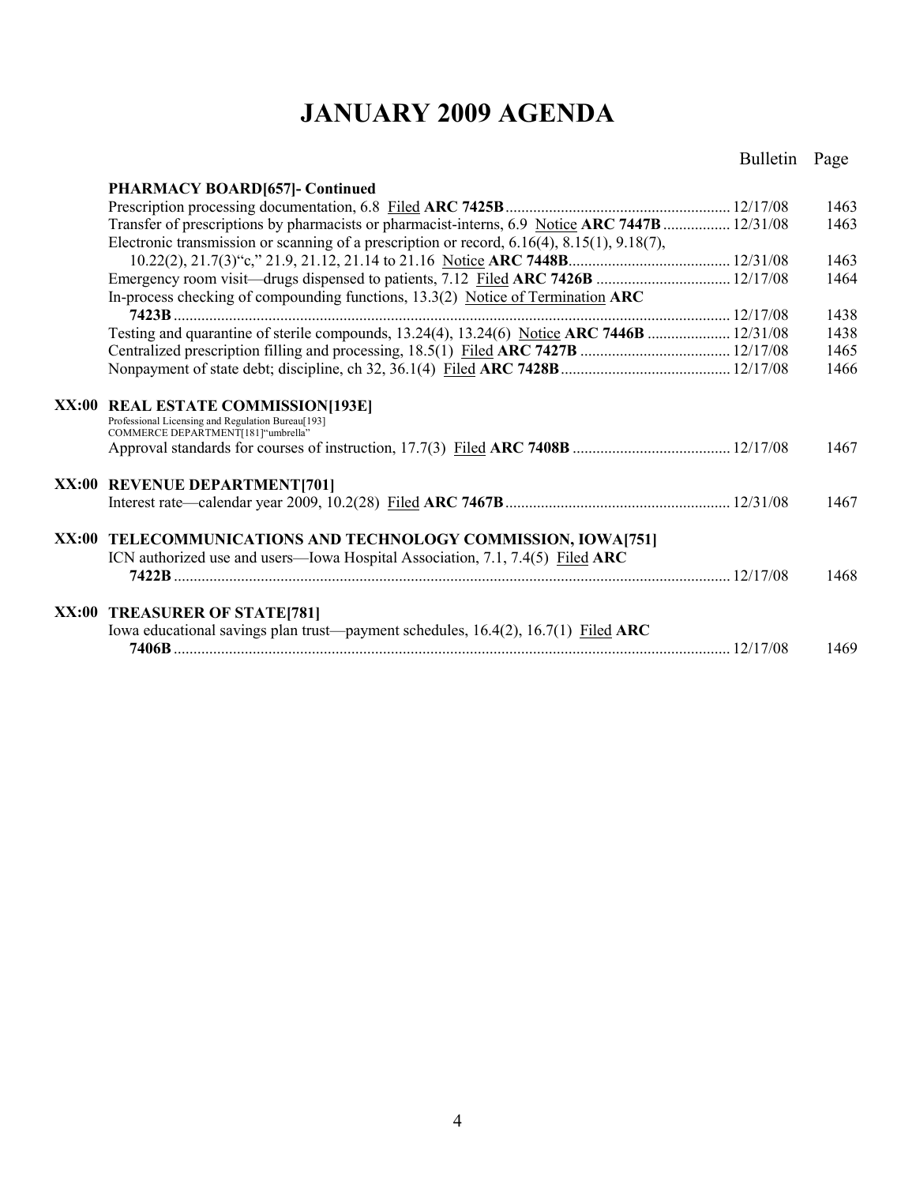# JANUARY 2009 AGENDA

| | | Bulletin | Page |
|---|---|---|---|
| | **PHARMACY BOARD[657]- Continued** | | |
| | Prescription processing documentation, 6.8 Filed **ARC 7425B** | 12/17/08 | 1463 |
| | Transfer of prescriptions by pharmacists or pharmacist-interns, 6.9 Notice **ARC 7447B** | 12/31/08 | 1463 |
| | Electronic transmission or scanning of a prescription or record, 6.16(4), 8.15(1), 9.18(7), 10.22(2), 21.7(3)"c," 21.9, 21.12, 21.14 to 21.16 Notice **ARC 7448B** | 12/31/08 | 1463 |
| | Emergency room visit—drugs dispensed to patients, 7.12 Filed **ARC 7426B** | 12/17/08 | 1464 |
| | In-process checking of compounding functions, 13.3(2) Notice of Termination **ARC 7423B** | 12/17/08 | 1438 |
| | Testing and quarantine of sterile compounds, 13.24(4), 13.24(6) Notice **ARC 7446B** | 12/31/08 | 1438 |
| | Centralized prescription filling and processing, 18.5(1) Filed **ARC 7427B** | 12/17/08 | 1465 |
| | Nonpayment of state debt; discipline, ch 32, 36.1(4) Filed **ARC 7428B** | 12/17/08 | 1466 |
| **XX:00** | **REAL ESTATE COMMISSION[193E]**<br>Professional Licensing and Regulation Bureau[193]<br>COMMERCE DEPARTMENT[181]"umbrella" | | |
| | Approval standards for courses of instruction, 17.7(3) Filed **ARC 7408B** | 12/17/08 | 1467 |
| **XX:00** | **REVENUE DEPARTMENT[701]** | | |
| | Interest rate—calendar year 2009, 10.2(28) Filed **ARC 7467B** | 12/31/08 | 1467 |
| **XX:00** | **TELECOMMUNICATIONS AND TECHNOLOGY COMMISSION, IOWA[751]** | | |
| | ICN authorized use and users—Iowa Hospital Association, 7.1, 7.4(5) Filed **ARC 7422B** | 12/17/08 | 1468 |
| **XX:00** | **TREASURER OF STATE[781]** | | |
| | Iowa educational savings plan trust—payment schedules, 16.4(2), 16.7(1) Filed **ARC 7406B** | 12/17/08 | 1469 |